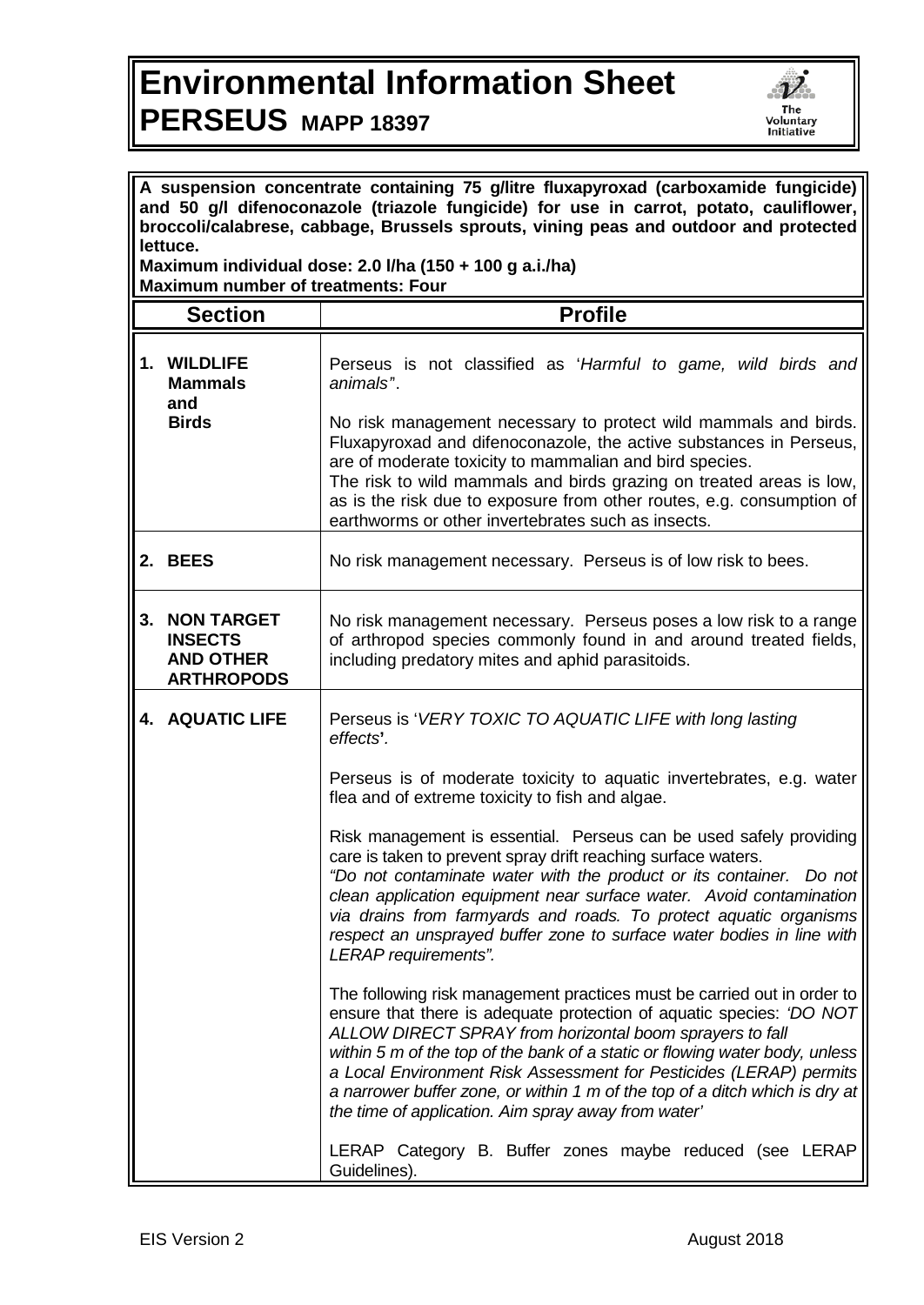# Environmental Information Sheet
# PERSEUS MAPP 18397

**A suspension concentrate containing 75 g/litre fluxapyroxad (carboxamide fungicide) and 50 g/l difenoconazole (triazole fungicide) for use in carrot, potato, cauliflower, broccoli/calabrese, cabbage, Brussels sprouts, vining peas and outdoor and protected lettuce.**
**Maximum individual dose: 2.0 l/ha (150 + 100 g a.i./ha)**
**Maximum number of treatments: Four**

| Section | Profile |
|---|---|
| **1. WILDLIFE Mammals and Birds** | Perseus is not classified as '*Harmful to game, wild birds and animals*'.<br><br>No risk management necessary to protect wild mammals and birds. Fluxapyroxad and difenoconazole, the active substances in Perseus, are of moderate toxicity to mammalian and bird species.<br>The risk to wild mammals and birds grazing on treated areas is low, as is the risk due to exposure from other routes, e.g. consumption of earthworms or other invertebrates such as insects. |
| **2. BEES** | No risk management necessary. Perseus is of low risk to bees. |
| **3. NON TARGET INSECTS AND OTHER ARTHROPODS** | No risk management necessary. Perseus poses a low risk to a range of arthropod species commonly found in and around treated fields, including predatory mites and aphid parasitoids. |
| **4. AQUATIC LIFE** | Perseus is '*VERY TOXIC TO AQUATIC LIFE with long lasting effects*'.<br><br>Perseus is of moderate toxicity to aquatic invertebrates, e.g. water flea and of extreme toxicity to fish and algae.<br><br>Risk management is essential. Perseus can be used safely providing care is taken to prevent spray drift reaching surface waters.<br>*"Do not contaminate water with the product or its container. Do not clean application equipment near surface water. Avoid contamination via drains from farmyards and roads. To protect aquatic organisms respect an unsprayed buffer zone to surface water bodies in line with LERAP requirements".*<br><br>The following risk management practices must be carried out in order to ensure that there is adequate protection of aquatic species: *'DO NOT ALLOW DIRECT SPRAY from horizontal boom sprayers to fall within 5 m of the top of the bank of a static or flowing water body, unless a Local Environment Risk Assessment for Pesticides (LERAP) permits a narrower buffer zone, or within 1 m of the top of a ditch which is dry at the time of application. Aim spray away from water'*<br><br>LERAP Category B. Buffer zones maybe reduced (see LERAP Guidelines). |

EIS Version 2 August 2018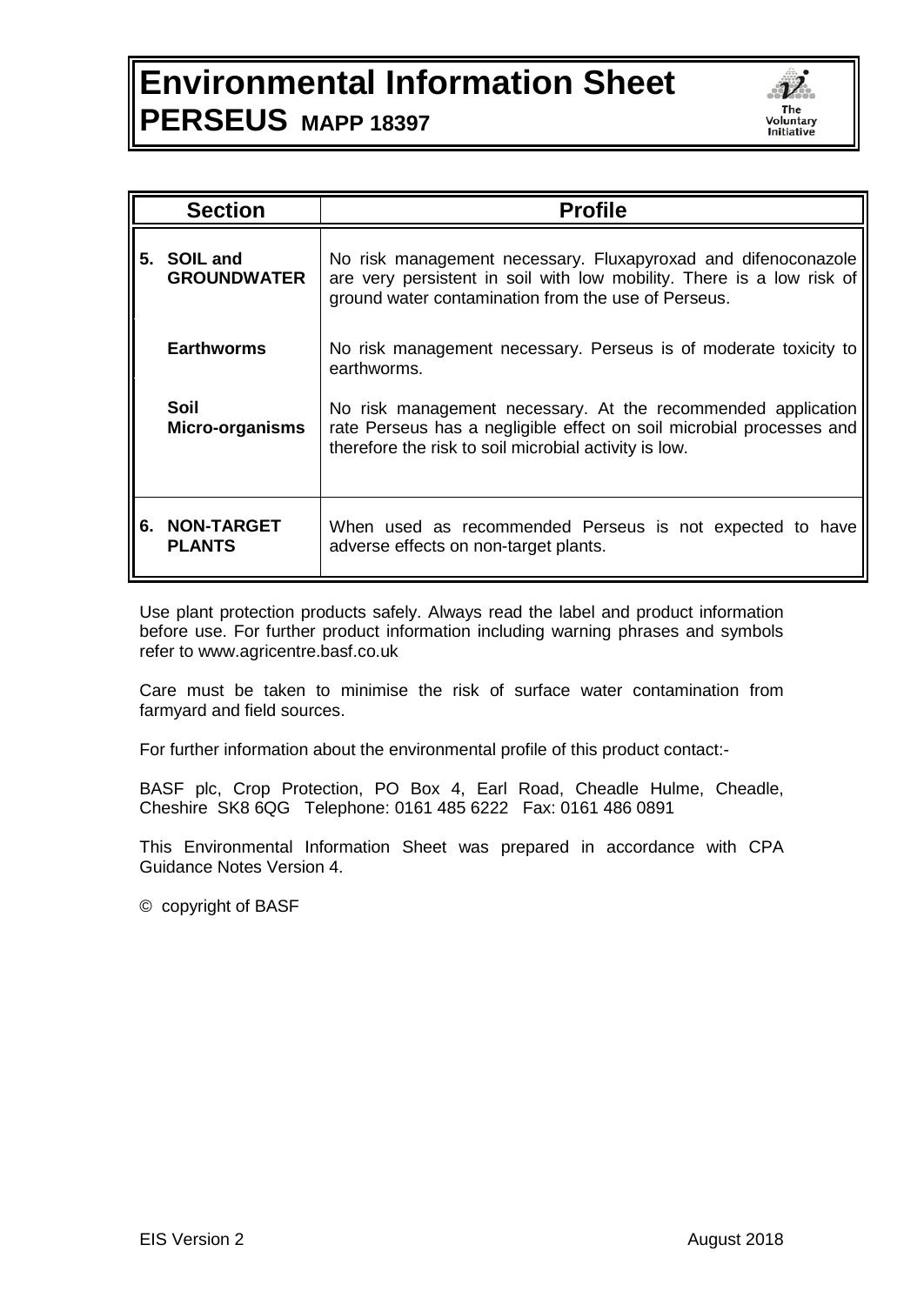# Environmental Information Sheet
## PERSEUS MAPP 18397

| Section | Profile |
|---|---|
| **5. SOIL and GROUNDWATER** | No risk management necessary. Fluxapyroxad and difenoconazole are very persistent in soil with low mobility. There is a low risk of ground water contamination from the use of Perseus. |
| **Earthworms** | No risk management necessary. Perseus is of moderate toxicity to earthworms. |
| **Soil Micro-organisms** | No risk management necessary. At the recommended application rate Perseus has a negligible effect on soil microbial processes and therefore the risk to soil microbial activity is low. |
| **6. NON-TARGET PLANTS** | When used as recommended Perseus is not expected to have adverse effects on non-target plants. |

Use plant protection products safely. Always read the label and product information before use. For further product information including warning phrases and symbols refer to www.agricentre.basf.co.uk

Care must be taken to minimise the risk of surface water contamination from farmyard and field sources.

For further information about the environmental profile of this product contact:-

BASF plc, Crop Protection, PO Box 4, Earl Road, Cheadle Hulme, Cheadle, Cheshire SK8 6QG Telephone: 0161 485 6222 Fax: 0161 486 0891

This Environmental Information Sheet was prepared in accordance with CPA Guidance Notes Version 4.

© copyright of BASF

EIS Version 2 August 2018